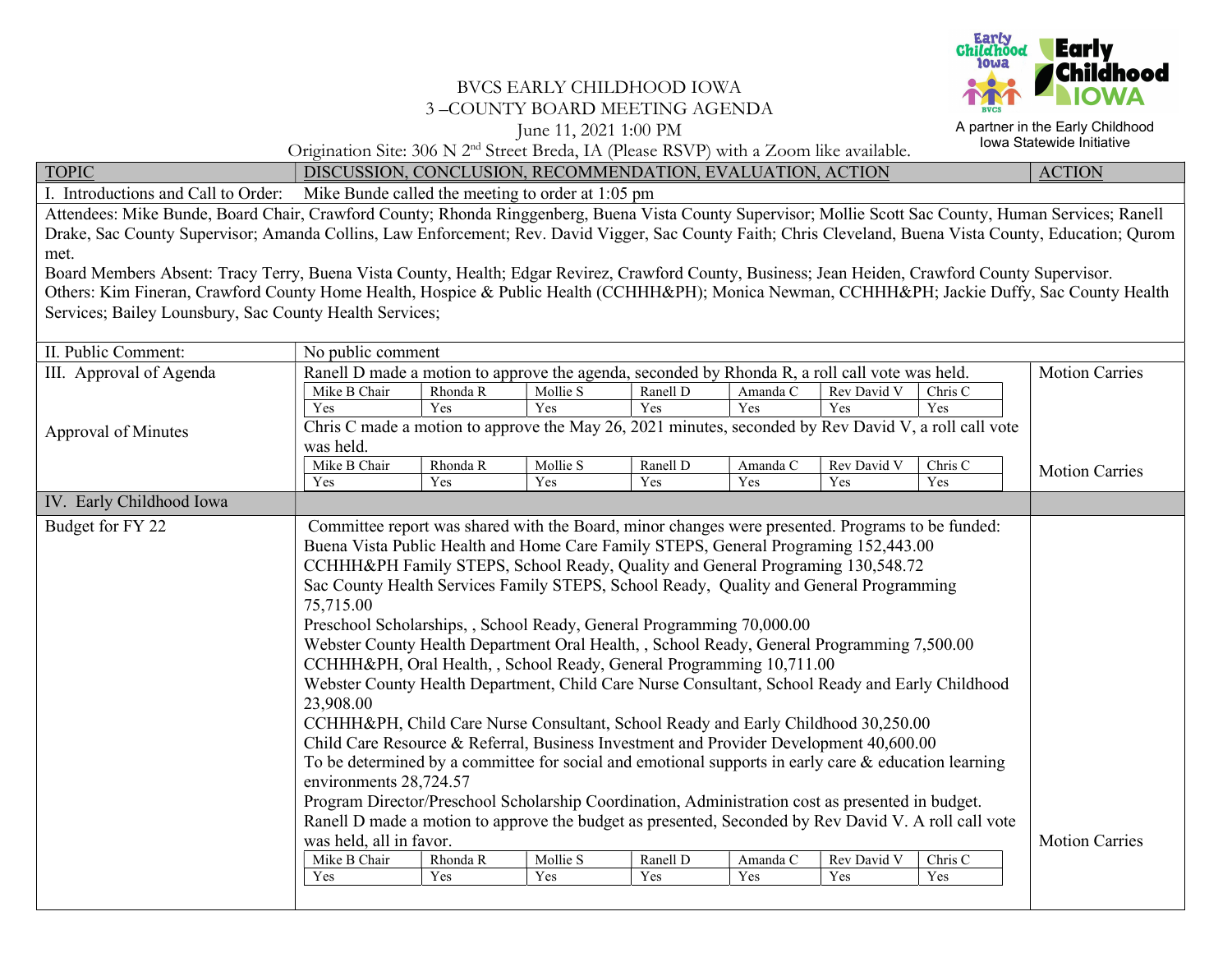BVCS EARLY CHILDHOOD IOWA
3 –COUNTY BOARD MEETING AGENDA
June 11, 2021 1:00 PM
Origination Site: 306 N 2nd Street Breda, IA (Please RSVP) with a Zoom like available.

A partner in the Early Childhood Iowa Statewide Initiative

| TOPIC | DISCUSSION, CONCLUSION, RECOMMENDATION, EVALUATION, ACTION | ACTION |
|---|---|---|
| I. Introductions and Call to Order: | Mike Bunde called the meeting to order at 1:05 pm | |

Attendees: Mike Bunde, Board Chair, Crawford County; Rhonda Ringgenberg, Buena Vista County Supervisor; Mollie Scott Sac County, Human Services; Ranell Drake, Sac County Supervisor; Amanda Collins, Law Enforcement; Rev. David Vigger, Sac County Faith; Chris Cleveland, Buena Vista County, Education; Qurom met.

Board Members Absent: Tracy Terry, Buena Vista County, Health; Edgar Revirez, Crawford County, Business; Jean Heiden, Crawford County Supervisor.

Others: Kim Fineran, Crawford County Home Health, Hospice & Public Health (CCHHH&PH); Monica Newman, CCHHH&PH; Jackie Duffy, Sac County Health Services; Bailey Lounsbury, Sac County Health Services;

**II. Public Comment:** No public comment

**III. Approval of Agenda**

Ranell D made a motion to approve the agenda, seconded by Rhonda R, a roll call vote was held. — Motion Carries

| Mike B Chair | Rhonda R | Mollie S | Ranell D | Amanda C | Rev David V | Chris C |
|---|---|---|---|---|---|---|
| Yes | Yes | Yes | Yes | Yes | Yes | Yes |

**Approval of Minutes**

Chris C made a motion to approve the May 26, 2021 minutes, seconded by Rev David V, a roll call vote was held. — Motion Carries

| Mike B Chair | Rhonda R | Mollie S | Ranell D | Amanda C | Rev David V | Chris C |
|---|---|---|---|---|---|---|
| Yes | Yes | Yes | Yes | Yes | Yes | Yes |

**IV. Early Childhood Iowa**

**Budget for FY 22**

Committee report was shared with the Board, minor changes were presented. Programs to be funded:

Buena Vista Public Health and Home Care Family STEPS, General Programing 152,443.00
CCHHH&PH Family STEPS, School Ready, Quality and General Programing 130,548.72
Sac County Health Services Family STEPS, School Ready, Quality and General Programming 75,715.00
Preschool Scholarships, , School Ready, General Programming 70,000.00
Webster County Health Department Oral Health, , School Ready, General Programming 7,500.00
CCHHH&PH, Oral Health, , School Ready, General Programming 10,711.00
Webster County Health Department, Child Care Nurse Consultant, School Ready and Early Childhood 23,908.00
CCHHH&PH, Child Care Nurse Consultant, School Ready and Early Childhood 30,250.00
Child Care Resource & Referral, Business Investment and Provider Development 40,600.00
To be determined by a committee for social and emotional supports in early care & education learning environments 28,724.57
Program Director/Preschool Scholarship Coordination, Administration cost as presented in budget.

Ranell D made a motion to approve the budget as presented, Seconded by Rev David V. A roll call vote was held, all in favor. — Motion Carries

| Mike B Chair | Rhonda R | Mollie S | Ranell D | Amanda C | Rev David V | Chris C |
|---|---|---|---|---|---|---|
| Yes | Yes | Yes | Yes | Yes | Yes | Yes |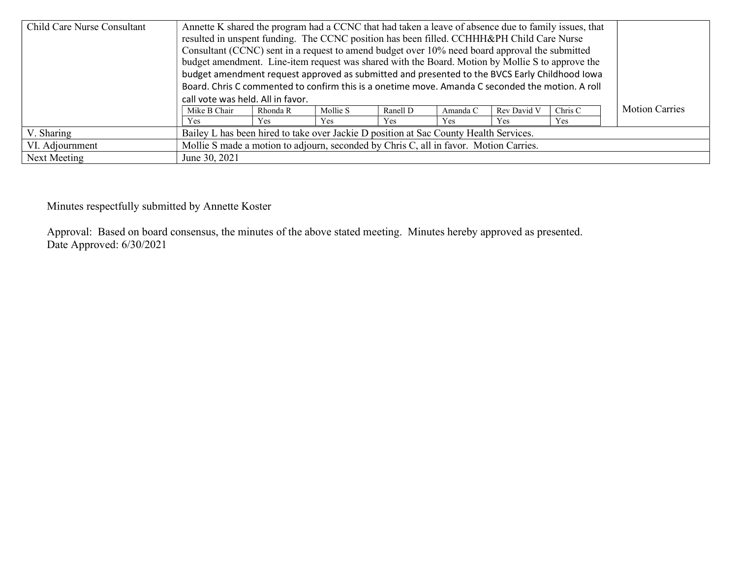| | | |
|---|---|---|
| Child Care Nurse Consultant | Annette K shared the program had a CCNC that had taken a leave of absence due to family issues, that resulted in unspent funding. The CCNC position has been filled. CCHHH&PH Child Care Nurse Consultant (CCNC) sent in a request to amend budget over 10% need board approval the submitted budget amendment. Line-item request was shared with the Board. Motion by Mollie S to approve the budget amendment request approved as submitted and presented to the BVCS Early Childhood Iowa Board. Chris C commented to confirm this is a onetime move. Amanda C seconded the motion. A roll call vote was held. All in favor.<br>Mike B Chair: Yes; Rhonda R: Yes; Mollie S: Yes; Ranell D: Yes; Amanda C: Yes; Rev David V: Yes; Chris C: Yes | Motion Carries |
| V. Sharing | Bailey L has been hired to take over Jackie D position at Sac County Health Services. | |
| VI. Adjournment | Mollie S made a motion to adjourn, seconded by Chris C, all in favor. Motion Carries. | |
| Next Meeting | June 30, 2021 | |

Minutes respectfully submitted by Annette Koster

Approval: Based on board consensus, the minutes of the above stated meeting. Minutes hereby approved as presented.
Date Approved: 6/30/2021